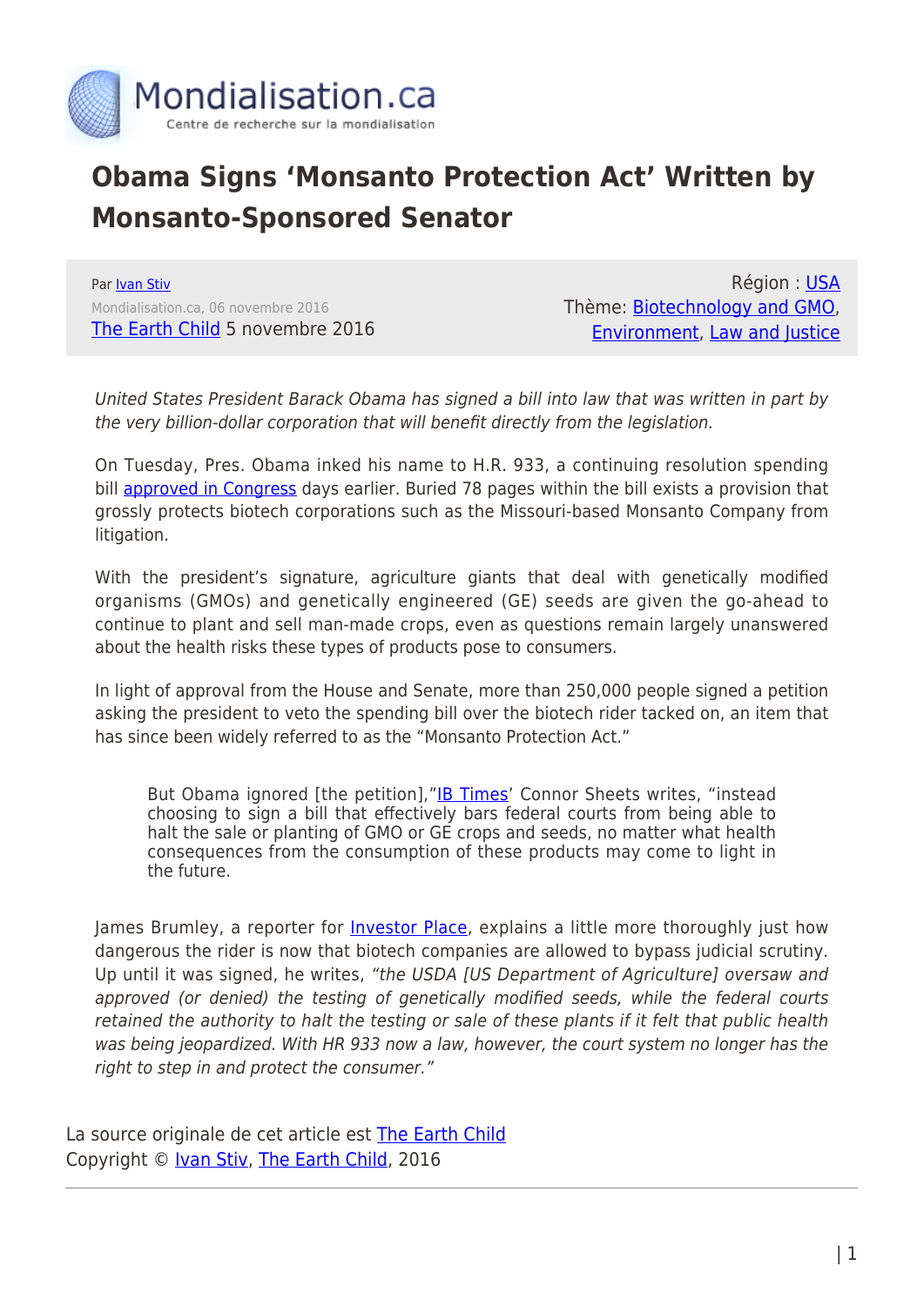Mondialisation.ca

Centre de recherche sur la mondialisation

# Obama Signs 'Monsanto Protection Act' Written by Monsanto-Sponsored Senator

Par Ivan Stiv

Mondialisation.ca, 06 novembre 2016

The Earth Child 5 novembre 2016

Région : USA

Thème: Biotechnology and GMO, Environment, Law and Justice

*United States President Barack Obama has signed a bill into law that was written in part by the very billion-dollar corporation that will benefit directly from the legislation.*

On Tuesday, Pres. Obama inked his name to H.R. 933, a continuing resolution spending bill approved in Congress days earlier. Buried 78 pages within the bill exists a provision that grossly protects biotech corporations such as the Missouri-based Monsanto Company from litigation.

With the president's signature, agriculture giants that deal with genetically modified organisms (GMOs) and genetically engineered (GE) seeds are given the go-ahead to continue to plant and sell man-made crops, even as questions remain largely unanswered about the health risks these types of products pose to consumers.

In light of approval from the House and Senate, more than 250,000 people signed a petition asking the president to veto the spending bill over the biotech rider tacked on, an item that has since been widely referred to as the "Monsanto Protection Act."

> But Obama ignored [the petition],"IB Times' Connor Sheets writes, "instead choosing to sign a bill that effectively bars federal courts from being able to halt the sale or planting of GMO or GE crops and seeds, no matter what health consequences from the consumption of these products may come to light in the future.

James Brumley, a reporter for Investor Place, explains a little more thoroughly just how dangerous the rider is now that biotech companies are allowed to bypass judicial scrutiny. Up until it was signed, he writes, *"the USDA [US Department of Agriculture] oversaw and approved (or denied) the testing of genetically modified seeds, while the federal courts retained the authority to halt the testing or sale of these plants if it felt that public health was being jeopardized. With HR 933 now a law, however, the court system no longer has the right to step in and protect the consumer."*

La source originale de cet article est The Earth Child

Copyright © Ivan Stiv, The Earth Child, 2016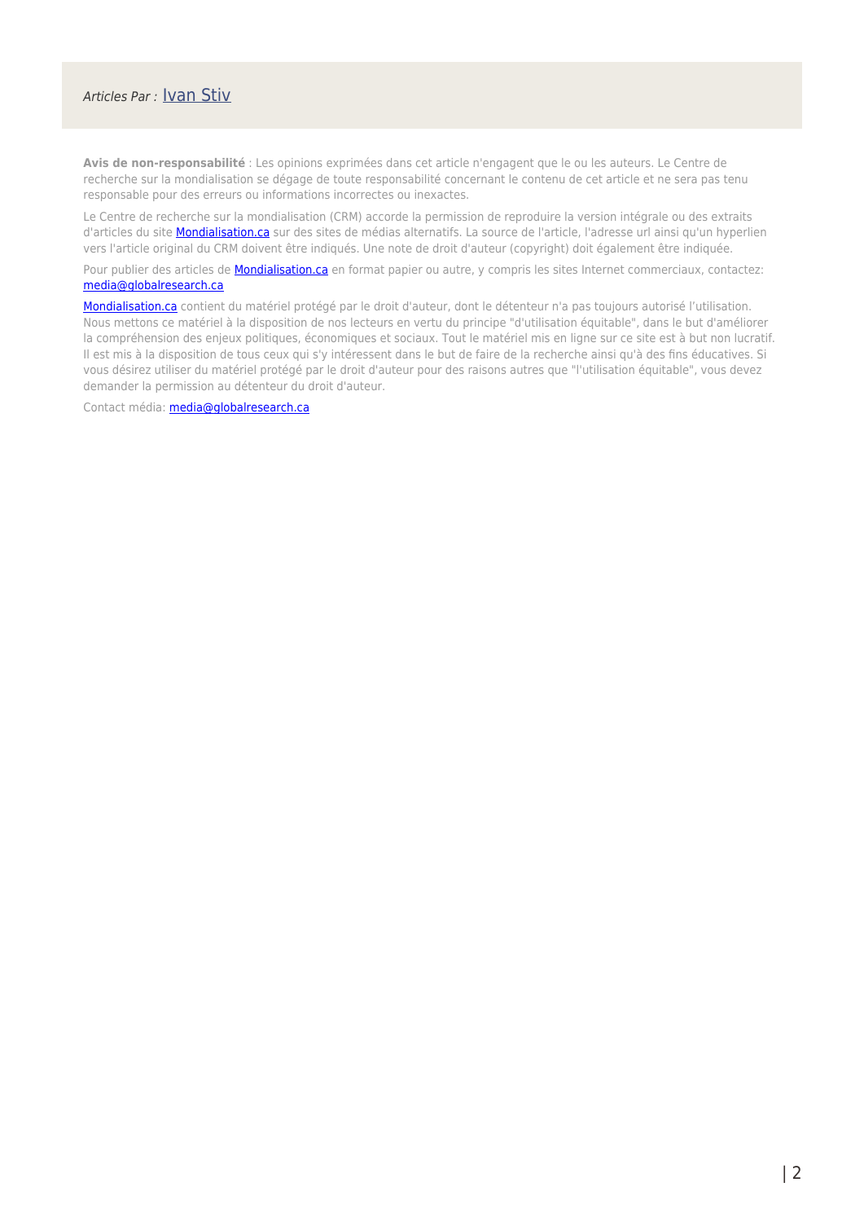*Articles Par :* Ivan Stiv

**Avis de non-responsabilité** : Les opinions exprimées dans cet article n'engagent que le ou les auteurs. Le Centre de recherche sur la mondialisation se dégage de toute responsabilité concernant le contenu de cet article et ne sera pas tenu responsable pour des erreurs ou informations incorrectes ou inexactes.

Le Centre de recherche sur la mondialisation (CRM) accorde la permission de reproduire la version intégrale ou des extraits d'articles du site Mondialisation.ca sur des sites de médias alternatifs. La source de l'article, l'adresse url ainsi qu'un hyperlien vers l'article original du CRM doivent être indiqués. Une note de droit d'auteur (copyright) doit également être indiquée.

Pour publier des articles de Mondialisation.ca en format papier ou autre, y compris les sites Internet commerciaux, contactez: media@globalresearch.ca

Mondialisation.ca contient du matériel protégé par le droit d'auteur, dont le détenteur n'a pas toujours autorisé l'utilisation. Nous mettons ce matériel à la disposition de nos lecteurs en vertu du principe "d'utilisation équitable", dans le but d'améliorer la compréhension des enjeux politiques, économiques et sociaux. Tout le matériel mis en ligne sur ce site est à but non lucratif. Il est mis à la disposition de tous ceux qui s'y intéressent dans le but de faire de la recherche ainsi qu'à des fins éducatives. Si vous désirez utiliser du matériel protégé par le droit d'auteur pour des raisons autres que "l'utilisation équitable", vous devez demander la permission au détenteur du droit d'auteur.

Contact média: media@globalresearch.ca